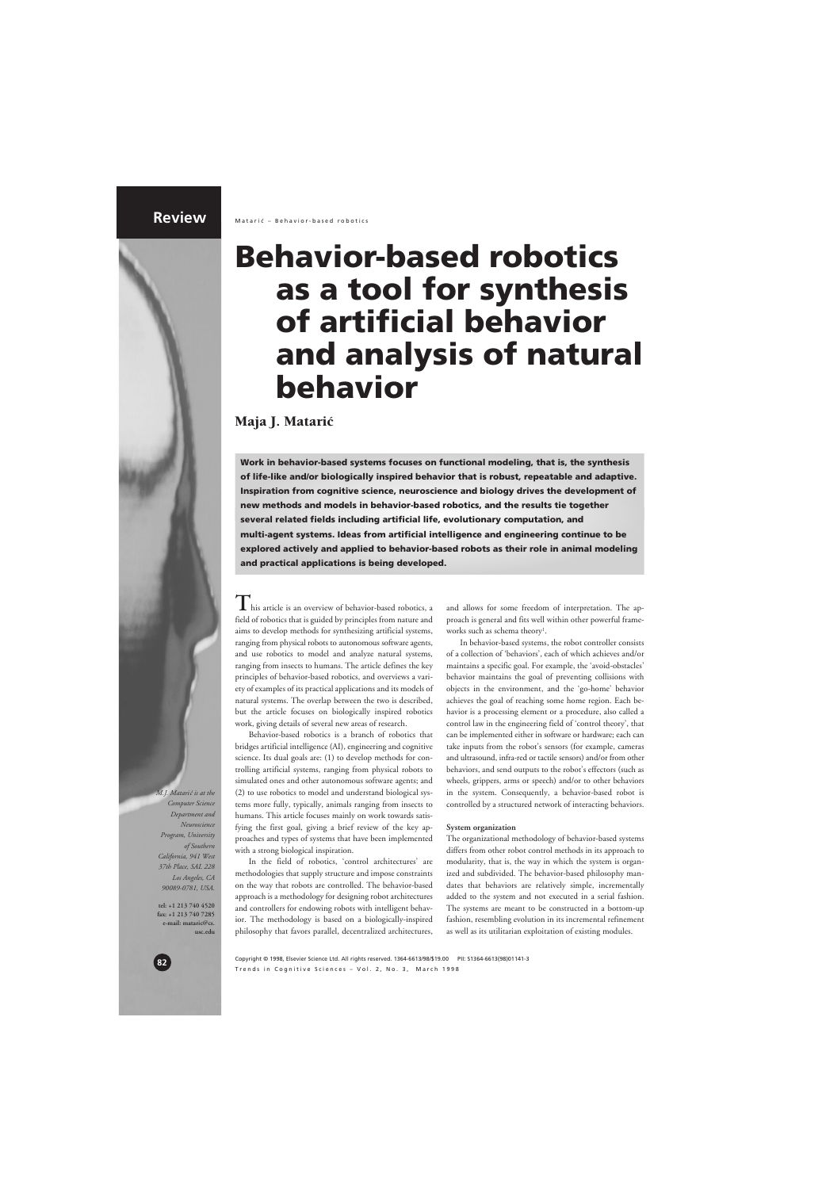# Behavior-based robotics as a tool for synthesis of artificial behavior and analysis of natural behavior

**Maja J. Matarić**

**Work in behavior-based systems focuses on functional modeling, that is, the synthesis of life-like and/or biologically inspired behavior that is robust, repeatable and adaptive. Inspiration from cognitive science, neuroscience and biology drives the development of new methods and models in behavior-based robotics, and the results tie together several related fields including artificial life, evolutionary computation, and multi-agent systems. Ideas from artificial intelligence and engineering continue to be explored actively and applied to behavior-based robots as their role in animal modeling and practical applications is being developed.**

*M.J. Matarić is at the Computer Science Department and Neuroscience Program, University of Southern California, 941 West 37th Place, SAL 228 Los Angeles, CA 90089-0781, USA.*

tel: +1 213 740 4520
fax: +1 213 740 7285
e-mail: mataric@cs.usc.edu

This article is an overview of behavior-based robotics, a field of robotics that is guided by principles from nature and aims to develop methods for synthesizing artificial systems, ranging from physical robots to autonomous software agents, and use robotics to model and analyze natural systems, ranging from insects to humans. The article defines the key principles of behavior-based robotics, and overviews a variety of examples of its practical applications and its models of natural systems. The overlap between the two is described, but the article focuses on biologically inspired robotics work, giving details of several new areas of research.

Behavior-based robotics is a branch of robotics that bridges artificial intelligence (AI), engineering and cognitive science. Its dual goals are: (1) to develop methods for controlling artificial systems, ranging from physical robots to simulated ones and other autonomous software agents; and (2) to use robotics to model and understand biological systems more fully, typically, animals ranging from insects to humans. This article focuses mainly on work towards satisfying the first goal, giving a brief review of the key approaches and types of systems that have been implemented with a strong biological inspiration.

In the field of robotics, 'control architectures' are methodologies that supply structure and impose constraints on the way that robots are controlled. The behavior-based approach is a methodology for designing robot architectures and controllers for endowing robots with intelligent behavior. The methodology is based on a biologically-inspired philosophy that favors parallel, decentralized architectures, and allows for some freedom of interpretation. The approach is general and fits well within other powerful frameworks such as schema theory[1].

In behavior-based systems, the robot controller consists of a collection of 'behaviors', each of which achieves and/or maintains a specific goal. For example, the 'avoid-obstacles' behavior maintains the goal of preventing collisions with objects in the environment, and the 'go-home' behavior achieves the goal of reaching some home region. Each behavior is a processing element or a procedure, also called a control law in the engineering field of 'control theory', that can be implemented either in software or hardware; each can take inputs from the robot's sensors (for example, cameras and ultrasound, infra-red or tactile sensors) and/or from other behaviors, and send outputs to the robot's effectors (such as wheels, grippers, arms or speech) and/or to other behaviors in the system. Consequently, a behavior-based robot is controlled by a structured network of interacting behaviors.

## System organization

The organizational methodology of behavior-based systems differs from other robot control methods in its approach to modularity, that is, the way in which the system is organized and subdivided. The behavior-based philosophy mandates that behaviors are relatively simple, incrementally added to the system and not executed in a serial fashion. The systems are meant to be constructed in a bottom-up fashion, resembling evolution in its incremental refinement as well as its utilitarian exploitation of existing modules.

Copyright © 1998, Elsevier Science Ltd. All rights reserved. 1364-6613/98/$19.00 PII: S1364-6613(98)01141-3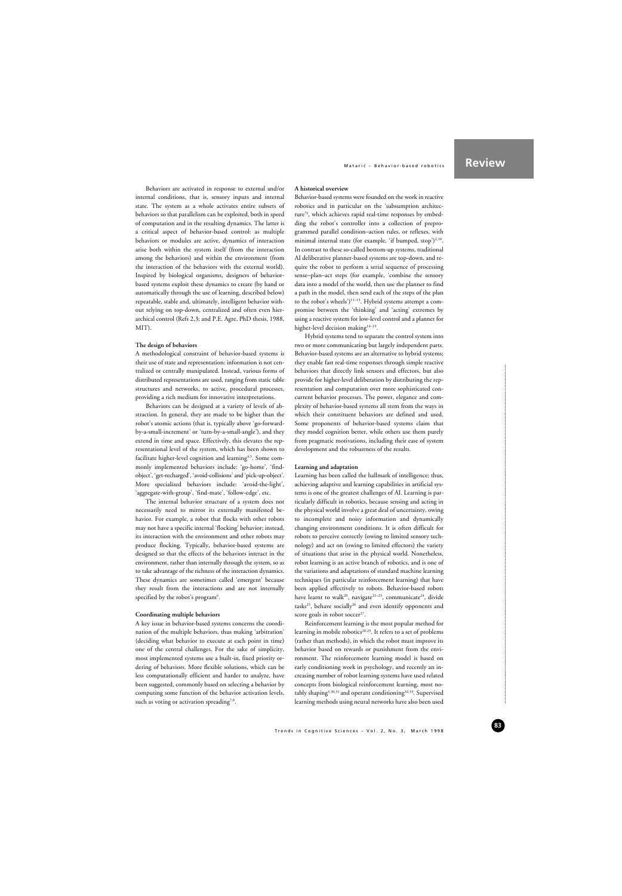Behaviors are activated in response to external and/or internal conditions, that is, sensory inputs and internal state. The system as a whole activates entire subsets of behaviors so that parallelism can be exploited, both in speed of computation and in the resulting dynamics. The latter is a critical aspect of behavior-based control: as multiple behaviors or modules are active, dynamics of interaction arise both within the system itself (from the interaction among the behaviors) and within the environment (from the interaction of the behaviors with the external world). Inspired by biological organisms, designers of behavior-based systems exploit these dynamics to create (by hand or automatically through the use of learning, described below) repeatable, stable and, ultimately, intelligent behavior without relying on top-down, centralized and often even hierarchical control (Refs 2,3; and P.E. Agre, PhD thesis, 1988, MIT).

### The design of behaviors

A methodological constraint of behavior-based systems is their use of state and representation: information is not centralized or centrally manipulated. Instead, various forms of distributed representations are used, ranging from static table structures and networks, to active, procedural processes, providing a rich medium for innovative interpretations.

Behaviors can be designed at a variety of levels of abstraction. In general, they are made to be higher than the robot's atomic actions (that is, typically above 'go-forward-by-a-small-increment' or 'turn-by-a-small-angle'), and they extend in time and space. Effectively, this elevates the representational level of the system, which has been shown to facilitate higher-level cognition and learning[4,5]. Some commonly implemented behaviors include: 'go-home', 'find-object', 'get-recharged', 'avoid-collisions' and 'pick-up-object'. More specialized behaviors include: 'avoid-the-light', 'aggregate-with-group', 'find-mate', 'follow-edge', etc.

The internal behavior structure of a system does not necessarily need to mirror its externally manifested behavior. For example, a robot that flocks with other robots may not have a specific internal 'flocking' behavior; instead, its interaction with the environment and other robots may produce flocking. Typically, behavior-based systems are designed so that the effects of the behaviors interact in the environment, rather than internally through the system, so as to take advantage of the richness of the interaction dynamics. These dynamics are sometimes called 'emergent' because they result from the interactions and are not internally specified by the robot's program[6].

### Coordinating multiple behaviors

A key issue in behavior-based systems concerns the coordination of the multiple behaviors, thus making 'arbitration' (deciding what behavior to execute at each point in time) one of the central challenges. For the sake of simplicity, most implemented systems use a built-in, fixed priority ordering of behaviors. More flexible solutions, which can be less computationally efficient and harder to analyze, have been suggested, commonly based on selecting a behavior by computing some function of the behavior activation levels, such as voting or activation spreading[7,8].

### A historical overview

Behavior-based systems were founded on the work in reactive robotics and in particular on the 'subsumption architecture'[9], which achieves rapid real-time responses by embedding the robot's controller into a collection of preprogrammed parallel condition–action rules, or reflexes, with minimal internal state (for example, 'if bumped, stop')[2,10]. In contrast to these so-called bottom-up systems, traditional AI deliberative planner-based systems are top-down, and require the robot to perform a serial sequence of processing sense–plan–act steps (for example, 'combine the sensory data into a model of the world, then use the planner to find a path in the model, then send each of the steps of the plan to the robot's wheels')[11–13]. Hybrid systems attempt a compromise between the 'thinking' and 'acting' extremes by using a reactive system for low-level control and a planner for higher-level decision making[14–19].

Hybrid systems tend to separate the control system into two or more communicating but largely independent parts. Behavior-based systems are an alternative to hybrid systems; they enable fast real-time responses through simple reactive behaviors that directly link sensors and effectors, but also provide for higher-level deliberation by distributing the representation and computation over more sophisticated concurrent behavior processes. The power, elegance and complexity of behavior-based systems all stem from the ways in which their constituent behaviors are defined and used. Some proponents of behavior-based systems claim that they model cognition better, while others use them purely from pragmatic motivations, including their ease of system development and the robustness of the results.

### Learning and adaptation

Learning has been called the hallmark of intelligence; thus, achieving adaptive and learning capabilities in artificial systems is one of the greatest challenges of AI. Learning is particularly difficult in robotics, because sensing and acting in the physical world involve a great deal of uncertainty, owing to incomplete and noisy information and dynamically changing environment conditions. It is often difficult for robots to perceive correctly (owing to limited sensory technology) and act on (owing to limited effectors) the variety of situations that arise in the physical world. Nonetheless, robot learning is an active branch of robotics, and is one of the variations and adaptations of standard machine learning techniques (in particular reinforcement learning) that have been applied effectively to robots. Behavior-based robots have learnt to walk[20], navigate[21–23], communicate[24], divide tasks[25], behave socially[26] and even identify opponents and score goals in robot soccer[27].

Reinforcement learning is the most popular method for learning in mobile robotics[28,29]. It refers to a set of problems (rather than methods), in which the robot must improve its behavior based on rewards or punishment from the environment. The reinforcement learning model is based on early conditioning work in psychology, and recently an increasing number of robot learning systems have used related concepts from biological reinforcement learning, most notably shaping[5,30,31] and operant conditioning[32,33]. Supervised learning methods using neural networks have also been used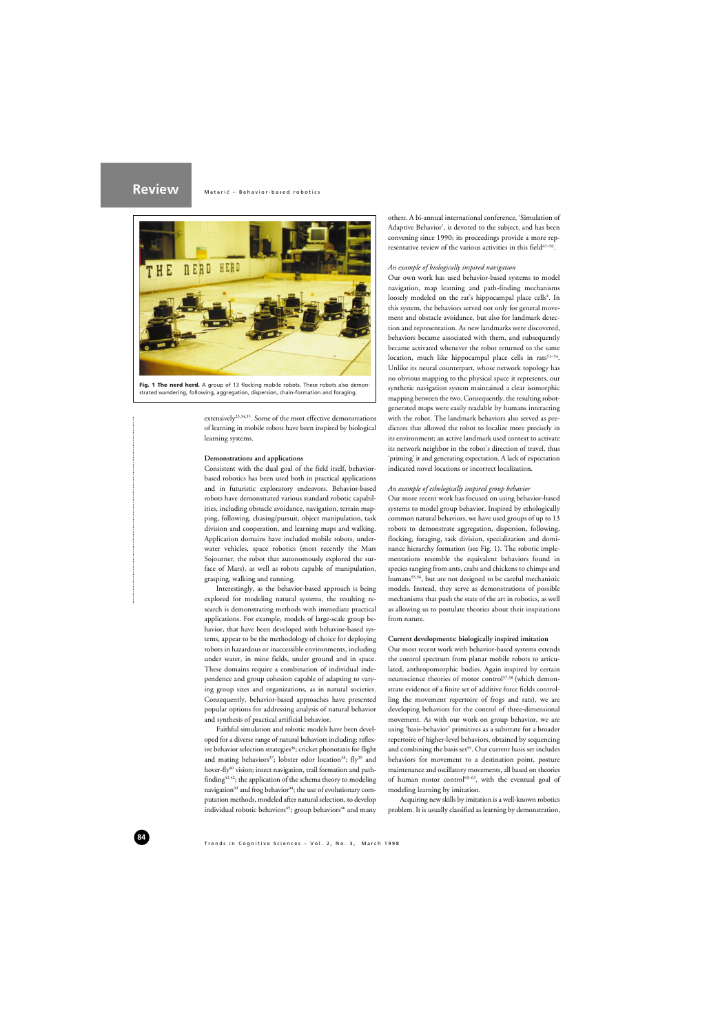**Fig. 1 The nerd herd.** A group of 13 flocking mobile robots. These robots also demonstrated wandering, following, aggregation, dispersion, chain-formation and foraging.

extensively[23,34,35]. Some of the most effective demonstrations of learning in mobile robots have been inspired by biological learning systems.

### Demonstrations and applications

Consistent with the dual goal of the field itself, behavior-based robotics has been used both in practical applications and in futuristic exploratory endeavors. Behavior-based robots have demonstrated various standard robotic capabilities, including obstacle avoidance, navigation, terrain mapping, following, chasing/pursuit, object manipulation, task division and cooperation, and learning maps and walking. Application domains have included mobile robots, underwater vehicles, space robotics (most recently the Mars Sojourner, the robot that autonomously explored the surface of Mars), as well as robots capable of manipulation, grasping, walking and running.

Interestingly, as the behavior-based approach is being explored for modeling natural systems, the resulting research is demonstrating methods with immediate practical applications. For example, models of large-scale group behavior, that have been developed with behavior-based systems, appear to be the methodology of choice for deploying robots in hazardous or inaccessible environments, including under water, in mine fields, under ground and in space. These domains require a combination of individual independence and group cohesion capable of adapting to varying group sizes and organizations, as in natural societies. Consequently, behavior-based approaches have presented popular options for addressing analysis of natural behavior and synthesis of practical artificial behavior.

Faithful simulation and robotic models have been developed for a diverse range of natural behaviors including: reflexive behavior selection strategies[36]; cricket phonotaxis for flight and mating behaviors[37]; lobster odor location[38]; fly[39] and hover-fly[40] vision; insect navigation, trail formation and path-finding[41,42]; the application of the schema theory to modeling navigation[43] and frog behavior[44]; the use of evolutionary computation methods, modeled after natural selection, to develop individual robotic behaviors[45]; group behaviors[46] and many others. A bi-annual international conference, 'Simulation of Adaptive Behavior', is devoted to the subject, and has been convening since 1990; its proceedings provide a more representative review of the various activities in this field[47–50].

#### *An example of biologically inspired navigation*

Our own work has used behavior-based systems to model navigation, map learning and path-finding mechanisms loosely modeled on the rat's hippocampal place cells[4]. In this system, the behaviors served not only for general movement and obstacle avoidance, but also for landmark detection and representation. As new landmarks were discovered, behaviors became associated with them, and subsequently became activated whenever the robot returned to the same location, much like hippocampal place cells in rats[51–54]. Unlike its neural counterpart, whose network topology has no obvious mapping to the physical space it represents, our synthetic navigation system maintained a clear isomorphic mapping between the two. Consequently, the resulting robot-generated maps were easily readable by humans interacting with the robot. The landmark behaviors also served as predictors that allowed the robot to localize more precisely in its environment; an active landmark used context to activate its network neighbor in the robot's direction of travel, thus 'priming' it and generating expectation. A lack of expectation indicated novel locations or incorrect localization.

#### *An example of ethologically inspired group behavior*

Our more recent work has focused on using behavior-based systems to model group behavior. Inspired by ethologically common natural behaviors, we have used groups of up to 13 robots to demonstrate aggregation, dispersion, following, flocking, foraging, task division, specialization and dominance hierarchy formation (see Fig. 1). The robotic implementations resemble the equivalent behaviors found in species ranging from ants, crabs and chickens to chimps and humans[55,56], but are not designed to be careful mechanistic models. Instead, they serve as demonstrations of possible mechanisms that push the state of the art in robotics, as well as allowing us to postulate theories about their inspirations from nature.

### Current developments: biologically inspired imitation

Our most recent work with behavior-based systems extends the control spectrum from planar mobile robots to articulated, anthropomorphic bodies. Again inspired by certain neuroscience theories of motor control[57,58] (which demonstrate evidence of a finite set of additive force fields controlling the movement repertoire of frogs and rats), we are developing behaviors for the control of three-dimensional movement. As with our work on group behavior, we are using 'basis-behavior' primitives as a substrate for a broader repertoire of higher-level behaviors, obtained by sequencing and combining the basis set[59]. Our current basis set includes behaviors for movement to a destination point, posture maintenance and oscillatory movements, all based on theories of human motor control[60–63], with the eventual goal of modeling learning by imitation.

Acquiring new skills by imitation is a well-known robotics problem. It is usually classified as learning by demonstration,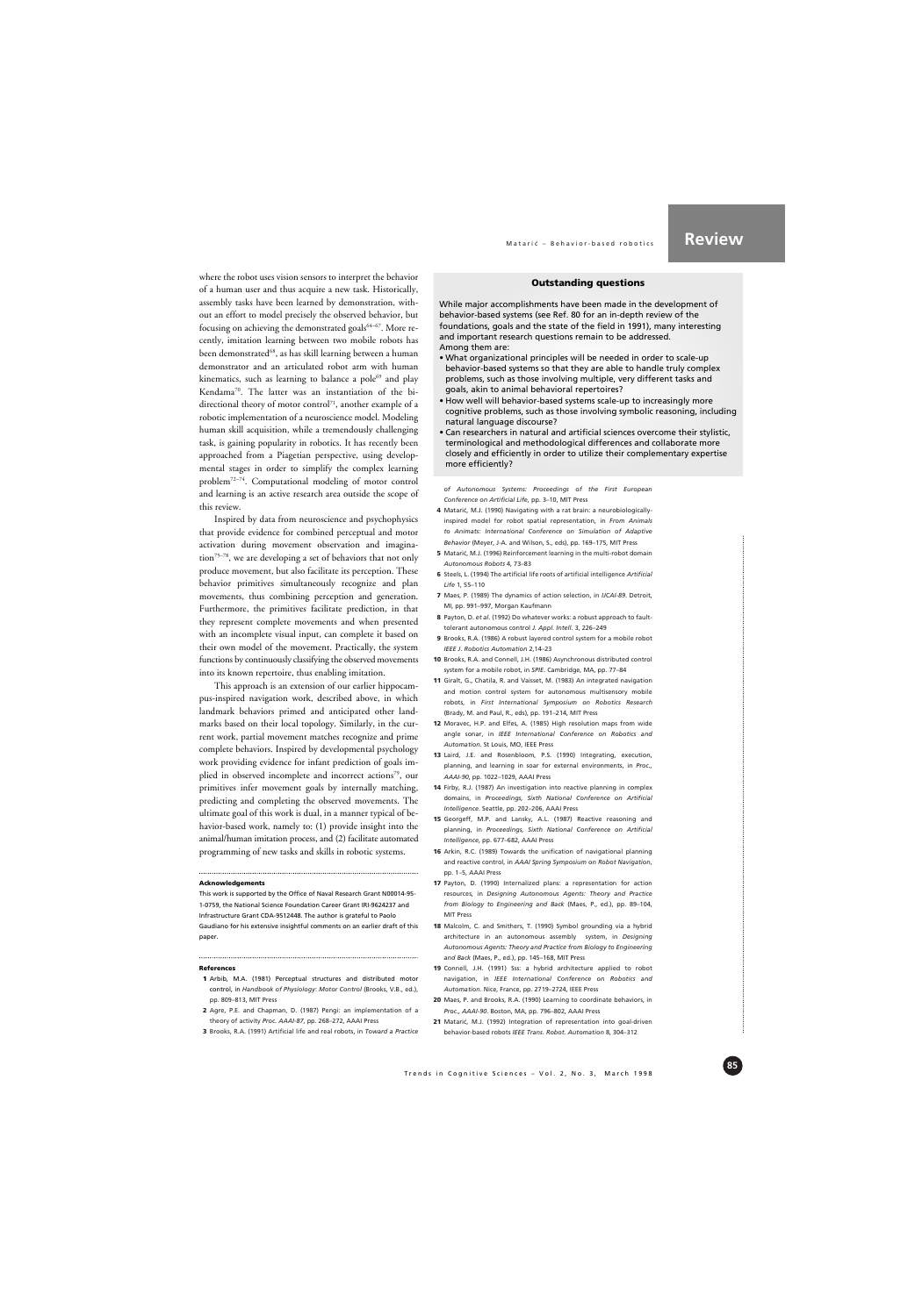where the robot uses vision sensors to interpret the behavior of a human user and thus acquire a new task. Historically, assembly tasks have been learned by demonstration, without an effort to model precisely the observed behavior, but focusing on achieving the demonstrated goals[64–67]. More recently, imitation learning between two mobile robots has been demonstrated[68], as has skill learning between a human demonstrator and an articulated robot arm with human kinematics, such as learning to balance a pole[69] and play Kendama[70]. The latter was an instantiation of the bidirectional theory of motor control[71], another example of a robotic implementation of a neuroscience model. Modeling human skill acquisition, while a tremendously challenging task, is gaining popularity in robotics. It has recently been approached from a Piagetian perspective, using developmental stages in order to simplify the complex learning problem[72–74]. Computational modeling of motor control and learning is an active research area outside the scope of this review.

Inspired by data from neuroscience and psychophysics that provide evidence for combined perceptual and motor activation during movement observation and imagination[75–78], we are developing a set of behaviors that not only produce movement, but also facilitate its perception. These behavior primitives simultaneously recognize and plan movements, thus combining perception and generation. Furthermore, the primitives facilitate prediction, in that they represent complete movements and when presented with an incomplete visual input, can complete it based on their own model of the movement. Practically, the system functions by continuously classifying the observed movements into its known repertoire, thus enabling imitation.

This approach is an extension of our earlier hippocampus-inspired navigation work, described above, in which landmark behaviors primed and anticipated other landmarks based on their local topology. Similarly, in the current work, partial movement matches recognize and prime complete behaviors. Inspired by developmental psychology work providing evidence for infant prediction of goals implied in observed incomplete and incorrect actions[79], our primitives infer movement goals by internally matching, predicting and completing the observed movements. The ultimate goal of this work is dual, in a manner typical of behavior-based work, namely to: (1) provide insight into the animal/human imitation process, and (2) facilitate automated programming of new tasks and skills in robotic systems.

### Outstanding questions

While major accomplishments have been made in the development of behavior-based systems (see Ref. 80 for an in-depth review of the foundations, goals and the state of the field in 1991), many interesting and important research questions remain to be addressed. Among them are:

- What organizational principles will be needed in order to scale-up behavior-based systems so that they are able to handle truly complex problems, such as those involving multiple, very different tasks and goals, akin to animal behavioral repertoires?
- How well will behavior-based systems scale-up to increasingly more cognitive problems, such as those involving symbolic reasoning, including natural language discourse?
- Can researchers in natural and artificial sciences overcome their stylistic, terminological and methodological differences and collaborate more closely and efficiently in order to utilize their complementary expertise more efficiently?

#### Acknowledgements

This work is supported by the Office of Naval Research Grant N00014-95-1-0759, the National Science Foundation Career Grant IRI-9624237 and Infrastructure Grant CDA-9512448. The author is grateful to Paolo Gaudiano for his extensive insightful comments on an earlier draft of this paper.

#### References

1 Arbib, M.A. (1981) Perceptual structures and distributed motor control, in *Handbook of Physiology: Motor Control* (Brooks, V.B., ed.), pp. 809–813, MIT Press

2 Agre, P.E. and Chapman, D. (1987) Pengi: an implementation of a theory of activity *Proc. AAAI-87*, pp. 268–272, AAAI Press

3 Brooks, R.A. (1991) Artificial life and real robots, in *Toward a Practice of Autonomous Systems: Proceedings of the First European Conference on Artificial Life*, pp. 3–10, MIT Press

4 Matarić, M.J. (1990) Navigating with a rat brain: a neurobiologically-inspired model for robot spatial representation, in *From Animals to Animats: International Conference on Simulation of Adaptive Behavior* (Meyer, J-A. and Wilson, S., eds), pp. 169–175, MIT Press

5 Matarić, M.J. (1996) Reinforcement learning in the multi-robot domain *Autonomous Robots* 4, 73–83

6 Steels, L. (1994) The artificial life roots of artificial intelligence *Artificial Life* 1, 55–110

7 Maes, P. (1989) The dynamics of action selection, in *IJCAI-89*. Detroit, MI, pp. 991–997, Morgan Kaufmann

8 Payton, D. *et al.* (1992) Do whatever works: a robust approach to fault-tolerant autonomous control *J. Appl. Intell.* 3, 226–249

9 Brooks, R.A. (1986) A robust layered control system for a mobile robot *IEEE J. Robotics Automation* 2,14–23

10 Brooks, R.A. and Connell, J.H. (1986) Asynchronous distributed control system for a mobile robot, in *SPIE*. Cambridge, MA, pp. 77–84

11 Giralt, G., Chatila, R. and Vaisset, M. (1983) An integrated navigation and motion control system for autonomous multisensory mobile robots, in *First International Symposium on Robotics Research* (Brady, M. and Paul, R., eds), pp. 191–214, MIT Press

12 Moravec, H.P. and Elfes, A. (1985) High resolution maps from wide angle sonar, in *IEEE International Conference on Robotics and Automation*. St Louis, MO, IEEE Press

13 Laird, J.E. and Rosenbloom, P.S. (1990) Integrating, execution, planning, and learning in soar for external environments, in *Proc., AAAI-90*, pp. 1022–1029, AAAI Press

14 Firby, R.J. (1987) An investigation into reactive planning in complex domains, in *Proceedings, Sixth National Conference on Artificial Intelligence*. Seattle, pp. 202–206, AAAI Press

15 Georgeff, M.P. and Lansky, A.L. (1987) Reactive reasoning and planning, in *Proceedings, Sixth National Conference on Artificial Intelligence*, pp. 677–682, AAAI Press

16 Arkin, R.C. (1989) Towards the unification of navigational planning and reactive control, in *AAAI Spring Symposium on Robot Navigation*, pp. 1–5, AAAI Press

17 Payton, D. (1990) Internalized plans: a representation for action resources, in *Designing Autonomous Agents: Theory and Practice from Biology to Engineering and Back* (Maes, P., ed.), pp. 89–104, MIT Press

18 Malcolm, C. and Smithers, T. (1990) Symbol grounding via a hybrid architecture in an autonomous assembly system, in *Designing Autonomous Agents: Theory and Practice from Biology to Engineering and Back* (Maes, P., ed.), pp. 145–168, MIT Press

19 Connell, J.H. (1991) Sss: a hybrid architecture applied to robot navigation, in *IEEE International Conference on Robotics and Automation*. Nice, France, pp. 2719–2724, IEEE Press

20 Maes, P. and Brooks, R.A. (1990) Learning to coordinate behaviors, in *Proc., AAAI-90*. Boston, MA, pp. 796–802, AAAI Press

21 Matarić, M.J. (1992) Integration of representation into goal-driven behavior-based robots *IEEE Trans. Robot. Automation* 8, 304–312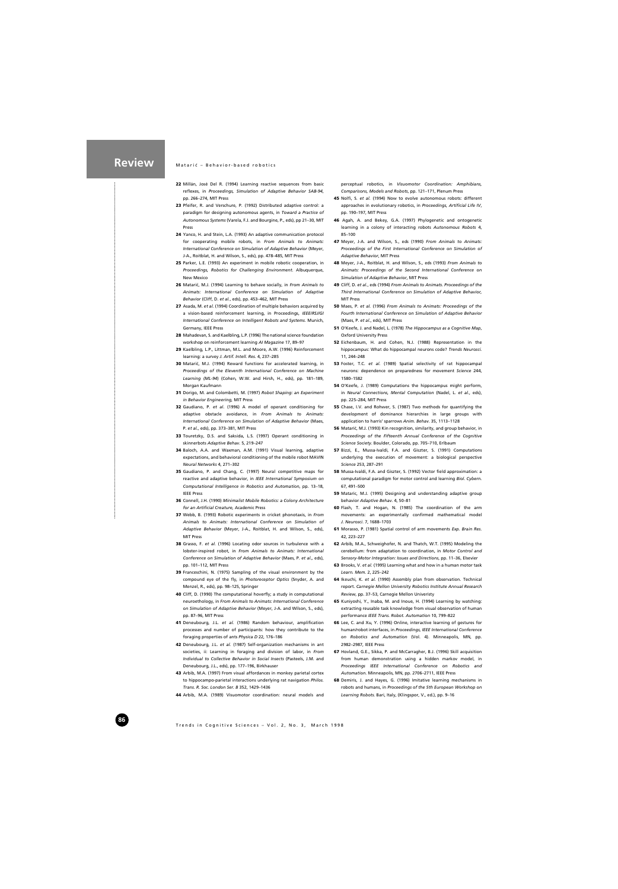22 Millán, José Del R. (1994) Learning reactive sequences from basic reflexes, in *Proceedings, Simulation of Adaptive Behavior SAB-94*, pp. 266–274, MIT Press

23 Pfeifer, R. and Verschure, P. (1992) Distributed adaptive control: a paradigm for designing autonomous agents, in *Toward a Practice of Autonomous Systems* (Varela, F.J. and Bourgine, P., eds), pp 21–30, MIT Press

24 Yanco, H. and Stein, L.A. (1993) An adaptive communication protocol for cooperating mobile robots, in *From Animals to Animats: International Conference on Simulation of Adaptive Behavior* (Meyer, J-A., Roitblat, H. and Wilson, S., eds), pp. 478–485, MIT Press

25 Parker, L.E. (1993) An experiment in mobile robotic cooperation, in *Proceedings, Robotics for Challenging Environment*. Albuquerque, New Mexico

26 Matarić, M.J. (1994) Learning to behave socially, in *From Animals to Animats: International Conference on Simulation of Adaptive Behavior* (Cliff, D. *et al.*, eds), pp. 453–462, MIT Press

27 Asada, M. *et al.* (1994) Coordination of multiple behaviors acquired by a vision-based reinforcement learning, in Proceedings, *IEEE/RSJ/GI International Conference on Intelligent Robots and Systems.* Munich, Germany, IEEE Press

28 Mahadevan, S. and Kaelbling, L.P. (1996) The national science foundation workshop on reinforcement learning *AI Magazine* 17, 89–97

29 Kaelbling, L.P., Littman, M.L. and Moore, A.W. (1996) Reinforcement learning: a survey *J. Artif. Intell. Res.* 4, 237–285

30 Matarić, M.J. (1994) Reward functions for accelerated learning, in *Proceedings of the Eleventh International Conference on Machine Learning (ML-94)* (Cohen, W.W. and Hirsh, H., eds), pp. 181–189, Morgan Kaufmann

31 Dorigo, M. and Colombetti, M. (1997) *Robot Shaping: an Experiment in Behavior Engineering*, MIT Press

32 Gaudiano, P. *et al.* (1996) A model of operant conditioning for adaptive obstacle avoidance, in *From Animals to Animats: International Conference on Simulation of Adaptive Behavior* (Maes, P. *et al.*, eds), pp. 373–381, MIT Press

33 Touretzky, D.S. and Saksida, L.S. (1997) Operant conditioning in skinnerbots *Adaptive Behav.* 5, 219–247

34 Baloch, A.A. and Waxman, A.M. (1991) Visual learning, adaptive expectations, and behavioral conditioning of the mobile robot MAVIN *Neural Networks* 4, 271–302

35 Gaudiano, P. and Chang, C. (1997) Neural competitive maps for reactive and adaptive behavior, in *IEEE International Symposium on Computational Intelligence in Robotics and Automation*, pp. 13–18, IEEE Press

36 Connell, J.H. (1990) *Minimalist Mobile Robotics: a Colony Architecture for an Artificial Creature*, Academic Press

37 Webb, B. (1993) Robotic experiments in cricket phonotaxis, in *From Animals to Animats: International Conference on Simulation of Adaptive Behavior* (Meyer, J-A., Roitblat, H. and Wilson, S., eds), MIT Press

38 Grasso, F. *et al.* (1996) Locating odor sources in turbulence with a lobster-inspired robot, in *From Animals to Animats: International Conference on Simulation of Adaptive Behavior* (Maes, P. *et al.*, eds), pp. 101–112, MIT Press

39 Franceschini, N. (1975) Sampling of the visual environment by the compound eye of the fly, in *Photoreceptor Optics* (Snyder, A. and Menzel, R., eds), pp. 98–125, Springer

40 Cliff, D. (1990) The computational hoverfly; a study in computational neuroethology, in *From Animals to Animats: International Conference on Simulation of Adaptive Behavior* (Meyer, J-A. and Wilson, S., eds), pp. 87–96, MIT Press

41 Deneubourg, J.L. *et al.* (1986) Random behaviour, amplification processes and number of participants: how they contribute to the foraging properties of ants *Physica D* 22, 176–186

42 Deneubourg, J.L. *et al.* (1987) Self-organization mechanisms in ant societies, ii: Learning in foraging and division of labor, in *From Individual to Collective Behavior in Social Insects* (Pasteels, J.M. and Deneubourg, J.L., eds), pp. 177–196, Birkhauser

43 Arbib, M.A. (1997) From visual affordances in monkey parietal cortex to hippocampo-parietal interactions underlying rat navigation *Philos. Trans. R. Soc. London Ser. B* 352, 1429–1436

44 Arbib, M.A. (1989) Visuomotor coordination: neural models and perceptual robotics, in *Visuomotor Coordination: Amphibians, Comparisons, Models and Robots*, pp. 121–171, Plenum Press

45 Nolfi, S. *et al.* (1994) Now to evolve autonomous robots: different approaches in evolutionary robotics, in *Proceedings, Artificial Life IV*, pp. 190–197, MIT Press

46 Agah, A. and Bekey, G.A. (1997) Phylogenetic and ontogenetic learning in a colony of interacting robots *Autonomous Robots* 4, 85–100

47 Meyer, J-A. and Wilson, S., eds (1990) *From Animals to Animats: Proceedings of the First International Conference on Simulation of Adaptive Behavior*, MIT Press

48 Meyer, J-A., Roitblat, H. and Wilson, S., eds (1993) *From Animals to Animats: Proceedings of the Second International Conference on Simulation of Adaptive Behavior*, MIT Press

49 Cliff, D. *et al.*, eds (1994) *From Animals to Animats. Proceedings of the Third International Conference on Simulation of Adaptive Behavior*, MIT Press

50 Maes, P. *et al.* (1996) *From Animals to Animats: Proceedings of the Fourth International Conference on Simulation of Adaptive Behavior* (Maes, P. *et al.*, eds), MIT Press

51 O'Keefe, J. and Nadel, L. (1978) *The Hippocampus as a Cognitive Map*, Oxford University Press

52 Eichenbaum, H. and Cohen, N.J. (1988) Representation in the hippocampus: What do hippocampal neurons code? *Trends Neurosci.* 11, 244–248

53 Foster, T.C. *et al.* (1989) Spatial selectivity of rat hippocampal neurons: dependence on preparedness for movement *Science* 244, 1580–1582

54 O'Keefe, J. (1989) Computations the hippocampus might perform, in *Neural Connections, Mental Computation* (Nadel, L. *et al.*, eds), pp. 225–284, MIT Press

55 Chase, I.V. and Rohwer, S. (1987) Two methods for quantifying the development of dominance hierarchies in large groups with application to harris' sparrows *Anim. Behav.* 35, 1113–1128

56 Matarić, M.J. (1993) Kin recognition, similarity, and group behavior, in *Proceedings of the Fifteenth Annual Conference of the Cognitive Science Society*. Boulder, Colorado, pp. 705–710, Erlbaum

57 Bizzi, E., Mussa-Ivaldi, F.A. and Giszter, S. (1991) Computations underlying the execution of movement: a biological perspective *Science* 253, 287–291

58 Mussa-Ivaldi, F.A. and Giszter, S. (1992) Vector field approximation: a computational paradigm for motor control and learning *Biol. Cybern.* 67, 491–500

59 Mataric, M.J. (1995) Designing and understanding adaptive group behavior *Adaptive Behav.* 4, 50–81

60 Flash, T. and Hogan, N. (1985) The coordination of the arm movements: an experimentally confirmed mathematical model *J. Neurosci.* 7, 1688–1703

61 Morasso, P. (1981) Spatial control of arm movements *Exp. Brain Res.* 42, 223–227

62 Arbib, M.A., Schweighofer, N. and Thatch, W.T. (1995) Modeling the cerebellum: from adaptation to coordination, in *Motor Control and Sensory-Motor Integration: Issues and Directions*, pp. 11–36, Elsevier

63 Brooks, V. *et al.* (1995) Learning what and how in a human motor task *Learn. Mem.* 2, 225–242

64 Ikeuchi, K. *et al.* (1990) Assembly plan from observation. Technical report. *Carnegie Mellon University Robotics Institute Annual Research Review*, pp. 37–53, Carnegie Mellon Univeristy

65 Kuniyoshi, Y., Inaba, M. and Inoue, H. (1994) Learning by watching: extracting reusable task knowledge from visual observation of human performance *IEEE Trans. Robot. Automation* 10, 799–822

66 Lee, C. and Xu, Y. (1996) Online, interactive learning of gestures for human/robot interfaces, in *Proceedings, IEEE International Conference on Robotics and Automation* (Vol. 4). Minneapolis, MN, pp. 2982–2987, IEEE Press

67 Hovland, G.E., Sikka, P. and McCarragher, B.J. (1996) Skill acquisition from human demonstration using a hidden markov model, in *Proceedings IEEE International Conference on Robotics and Automation*. Minneapolis, MN, pp. 2706–2711, IEEE Press

68 Demiris, J. and Hayes, G. (1996) Imitative learning mechanisms in robots and humans, in *Proceedings of the 5th European Workshop on Learning Robots*. Bari, Italy, (Klingspor, V., ed.), pp. 9–16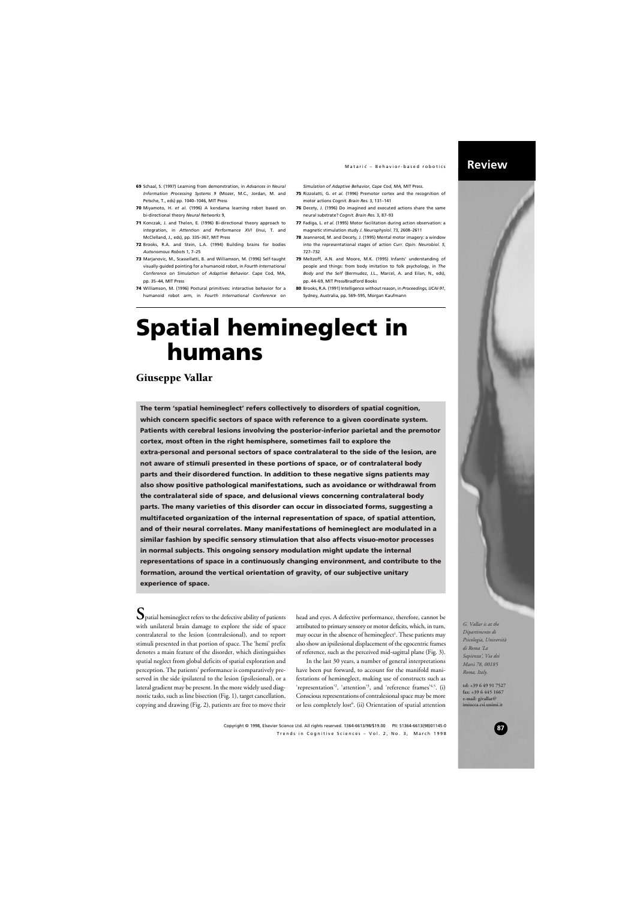69 Schaal, S. (1997) Learning from demonstration, in *Advances in Neural Information Processing Systems 9* (Mozer, M.C., Jordan, M. and Petsche, T., eds) pp. 1040–1046, MIT Press

70 Miyamoto, H. *et al.* (1996) A kendama learning robot based on bi-directional theory *Neural Networks* 9,

71 Konczak, J. and Thelen, E. (1996) Bi-directional theory approach to integration, in *Attention and Performance XVI* (Inui, T. and McClelland, J., eds), pp. 335–367, MIT Press

72 Brooks, R.A. and Stein, L.A. (1994) Building brains for bodies *Autonomous Robots* 1, 7–25

73 Marjanovic, M., Scassellatti, B. and Williamson, M. (1996) Self-taught visually-guided pointing for a humanoid robot, in *Fourth International Conference on Simulation of Adaptive Behavior*. Cape Cod, MA, pp. 35–44, MIT Press

74 Williamson, M. (1996) Postural primitives: interactive behavior for a humanoid robot arm, in *Fourth International Conference on Simulation of Adaptive Behavior, Cape Cod, MA*, MIT Press.

75 Rizzolatti, G. *et al.* (1996) Premotor cortex and the recognition of motor actions *Cognit. Brain Res.* 3, 131–141

76 Decety, J. (1996) Do imagined and executed actions share the same neural substrate? *Cognit. Brain Res.* 3, 87–93

77 Fadiga, L. *et al.* (1995) Motor facilitation during action observation: a magnetic stimulation study *J. Neurophysiol.* 73, 2608–2611

78 Jeannerod, M. and Decety, J. (1995) Mental motor imagery: a window into the representational stages of action *Curr. Opin. Neurobiol.* 5, 727–732

79 Meltzoff, A.N. and Moore, M.K. (1995) Infants' understanding of people and things: from body imitation to folk psychology, in *The Body and the Self* (Bermudez, J.L., Marcel, A. and Eilan, N., eds), pp. 44–69, MIT Press/Bradford Books

80 Brooks, R.A. (1991) Intelligence without reason, in *Proceedings, IJCAI-91*, Sydney, Australia, pp. 569–595, Morgan Kaufmann

# Spatial hemineglect in humans

## Giuseppe Vallar

**The term 'spatial hemineglect' refers collectively to disorders of spatial cognition, which concern specific sectors of space with reference to a given coordinate system. Patients with cerebral lesions involving the posterior-inferior parietal and the premotor cortex, most often in the right hemisphere, sometimes fail to explore the extra-personal and personal sectors of space contralateral to the side of the lesion, are not aware of stimuli presented in these portions of space, or of contralateral body parts and their disordered function. In addition to these negative signs patients may also show positive pathological manifestations, such as avoidance or withdrawal from the contralateral side of space, and delusional views concerning contralateral body parts. The many varieties of this disorder can occur in dissociated forms, suggesting a multifaceted organization of the internal representation of space, of spatial attention, and of their neural correlates. Many manifestations of hemineglect are modulated in a similar fashion by specific sensory stimulation that also affects visuo-motor processes in normal subjects. This ongoing sensory modulation might update the internal representations of space in a continuously changing environment, and contribute to the formation, around the vertical orientation of gravity, of our subjective unitary experience of space.**

Spatial hemineglect refers to the defective ability of patients with unilateral brain damage to explore the side of space contralateral to the lesion (contralesional), and to report stimuli presented in that portion of space. The 'hemi' prefix denotes a main feature of the disorder, which distinguishes spatial neglect from global deficits of spatial exploration and perception. The patients' performance is comparatively preserved in the side ipsilateral to the lesion (ipsilesional), or a lateral gradient may be present. In the more widely used diagnostic tasks, such as line bisection (Fig. 1), target cancellation, copying and drawing (Fig. 2), patients are free to move their head and eyes. A defective performance, therefore, cannot be attributed to primary sensory or motor deficits, which, in turn, may occur in the absence of hemineglect[1]. These patients may also show an ipsilesional displacement of the egocentric frames of reference, such as the perceived mid-sagittal plane (Fig. 3).

In the last 30 years, a number of general interpretations have been put forward, to account for the manifold manifestations of hemineglect, making use of constructs such as 'representation'[2], 'attention'[3], and 'reference frames'[4,5]. (i) Conscious representations of contralesional space may be more or less completely lost[6]. (ii) Orientation of spatial attention

*G. Vallar is at the Dipartimento di Psicologia, Università di Roma 'La Sapienza', Via dei Marsi 78, 00185 Roma, Italy.*

tel: +39 6 49 91 7527
fax: +39 6 445 1667
e-mail: givallar@imiucca.csi.unimi.it

Copyright © 1998, Elsevier Science Ltd. All rights reserved. 1364-6613/98/$19.00 PII: S1364-6613(98)01145-0